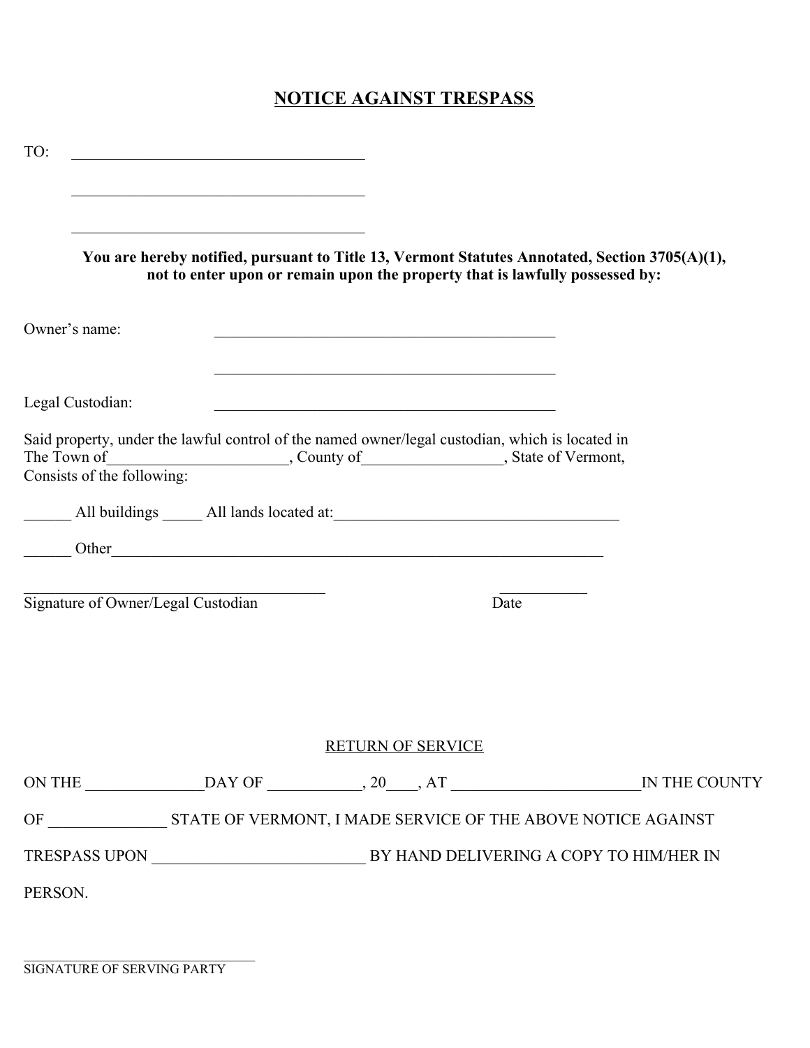# NOTICE AGAINST TRESPASS

TO: ______________________________________

______________________________________

______________________________________

**You are hereby notified, pursuant to Title 13, Vermont Statutes Annotated, Section 3705(A)(1), not to enter upon or remain upon the property that is lawfully possessed by:**

Owner's name: ____________________________________________

____________________________________________

Legal Custodian: ____________________________________________

Said property, under the lawful control of the named owner/legal custodian, which is located in The Town of______________________, County of_________________, State of Vermont, Consists of the following:

______ All buildings _____ All lands located at:____________________________________

______ Other_________________________________________________________________

_______________________________________ ___________

Signature of Owner/Legal Custodian Date

RETURN OF SERVICE

ON THE ______________DAY OF ___________, 20____, AT _______________________IN THE COUNTY OF _______________ STATE OF VERMONT, I MADE SERVICE OF THE ABOVE NOTICE AGAINST TRESPASS UPON __________________________ BY HAND DELIVERING A COPY TO HIM/HER IN PERSON.

_________________________________

SIGNATURE OF SERVING PARTY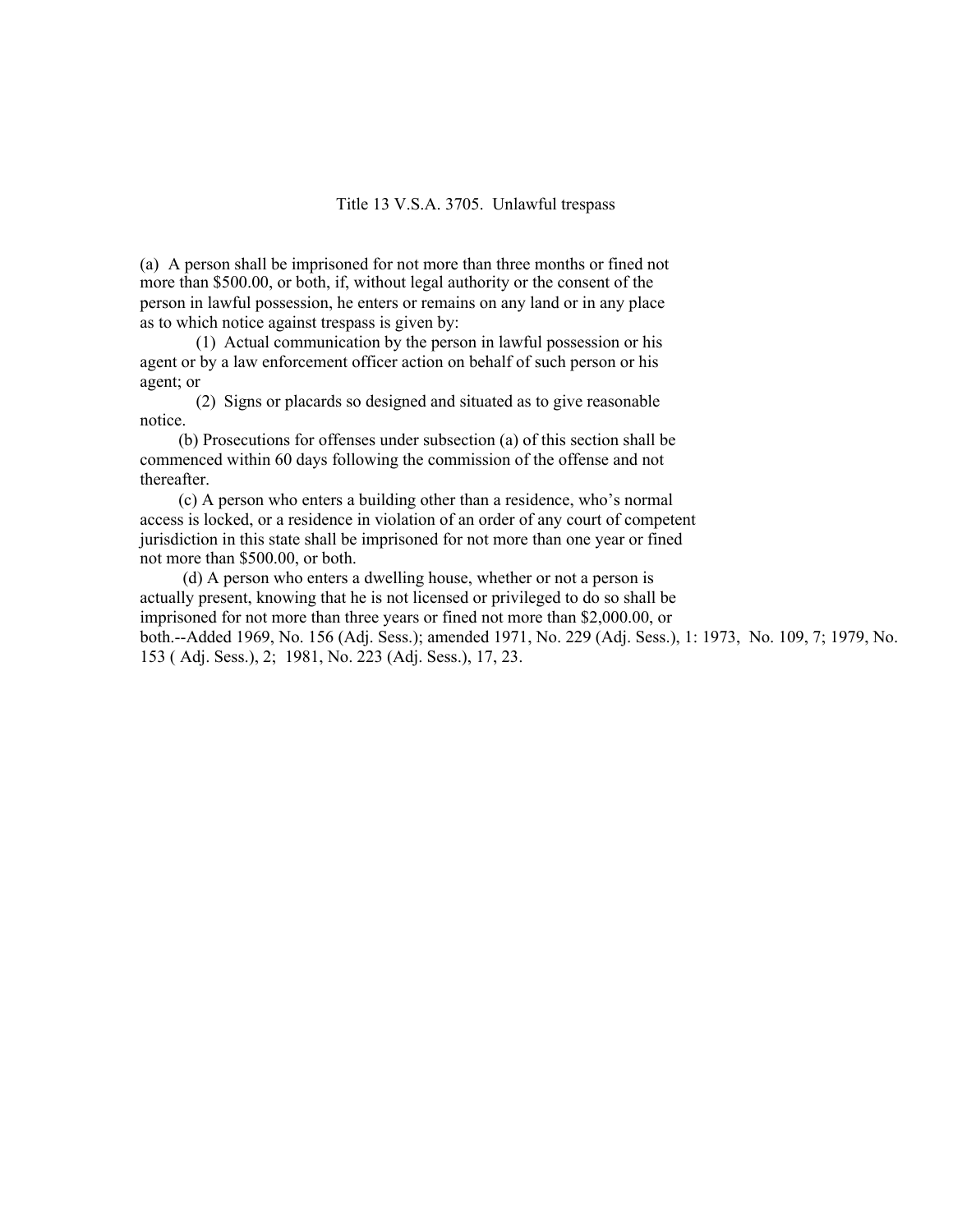Title 13 V.S.A. 3705. Unlawful trespass

(a) A person shall be imprisoned for not more than three months or fined not more than $500.00, or both, if, without legal authority or the consent of the person in lawful possession, he enters or remains on any land or in any place as to which notice against trespass is given by:

(1) Actual communication by the person in lawful possession or his agent or by a law enforcement officer action on behalf of such person or his agent; or

(2) Signs or placards so designed and situated as to give reasonable notice.

(b) Prosecutions for offenses under subsection (a) of this section shall be commenced within 60 days following the commission of the offense and not thereafter.

(c) A person who enters a building other than a residence, who's normal access is locked, or a residence in violation of an order of any court of competent jurisdiction in this state shall be imprisoned for not more than one year or fined not more than $500.00, or both.

(d) A person who enters a dwelling house, whether or not a person is actually present, knowing that he is not licensed or privileged to do so shall be imprisoned for not more than three years or fined not more than $2,000.00, or both.--Added 1969, No. 156 (Adj. Sess.); amended 1971, No. 229 (Adj. Sess.), 1: 1973, No. 109, 7; 1979, No. 153 ( Adj. Sess.), 2; 1981, No. 223 (Adj. Sess.), 17, 23.